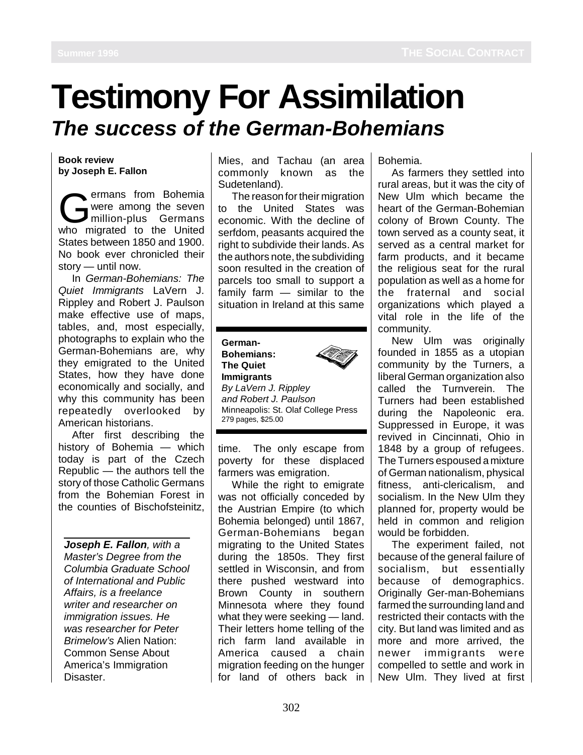# Testimony For Assimilation

## *The success of the German-Bohemians*

**Book review**
**by Joseph E. Fallon**

Germans from Bohemia were among the seven million-plus Germans who migrated to the United States between 1850 and 1900. No book ever chronicled their story — until now.

In *German-Bohemians: The Quiet Immigrants* LaVern J. Rippley and Robert J. Paulson make effective use of maps, tables, and, most especially, photographs to explain who the German-Bohemians are, why they emigrated to the United States, how they have done economically and socially, and why this community has been repeatedly overlooked by American historians.

After first describing the history of Bohemia — which today is part of the Czech Republic — the authors tell the story of those Catholic Germans from the Bohemian Forest in the counties of Bischofsteinitz, Mies, and Tachau (an area commonly known as the Sudetenland).

The reason for their migration to the United States was economic. With the decline of serfdom, peasants acquired the right to subdivide their lands. As the authors note, the subdividing soon resulted in the creation of parcels too small to support a family farm — similar to the situation in Ireland at this same time. The only escape from poverty for these displaced farmers was emigration.

While the right to emigrate was not officially conceded by the Austrian Empire (to which Bohemia belonged) until 1867, German-Bohemians began migrating to the United States during the 1850s. They first settled in Wisconsin, and from there pushed westward into Brown County in southern Minnesota where they found what they were seeking — land. Their letters home telling of the rich farm land available in America caused a chain migration feeding on the hunger for land of others back in Bohemia.

As farmers they settled into rural areas, but it was the city of New Ulm which became the heart of the German-Bohemian colony of Brown County. The town served as a county seat, it served as a central market for farm products, and it became the religious seat for the rural population as well as a home for the fraternal and social organizations which played a vital role in the life of the community.

New Ulm was originally founded in 1855 as a utopian community by the Turners, a liberal German organization also called the Turnverein. The Turners had been established during the Napoleonic era. Suppressed in Europe, it was revived in Cincinnati, Ohio in 1848 by a group of refugees. The Turners espoused a mixture of German nationalism, physical fitness, anti-clericalism, and socialism. In the New Ulm they planned for, property would be held in common and religion would be forbidden.

The experiment failed, not because of the general failure of socialism, but essentially because of demographics. Originally Ger-man-Bohemians farmed the surrounding land and restricted their contacts with the city. But land was limited and as more and more arrived, the newer immigrants were compelled to settle and work in New Ulm. They lived at first

---

**German-Bohemians: The Quiet Immigrants**
*By LaVern J. Rippley and Robert J. Paulson*
Minneapolis: St. Olaf College Press
279 pages, $25.00

---

***Joseph E. Fallon**, with a Master's Degree from the Columbia Graduate School of International and Public Affairs, is a freelance writer and researcher on immigration issues. He was researcher for Peter Brimelow's* Alien Nation: Common Sense About America's Immigration Disaster.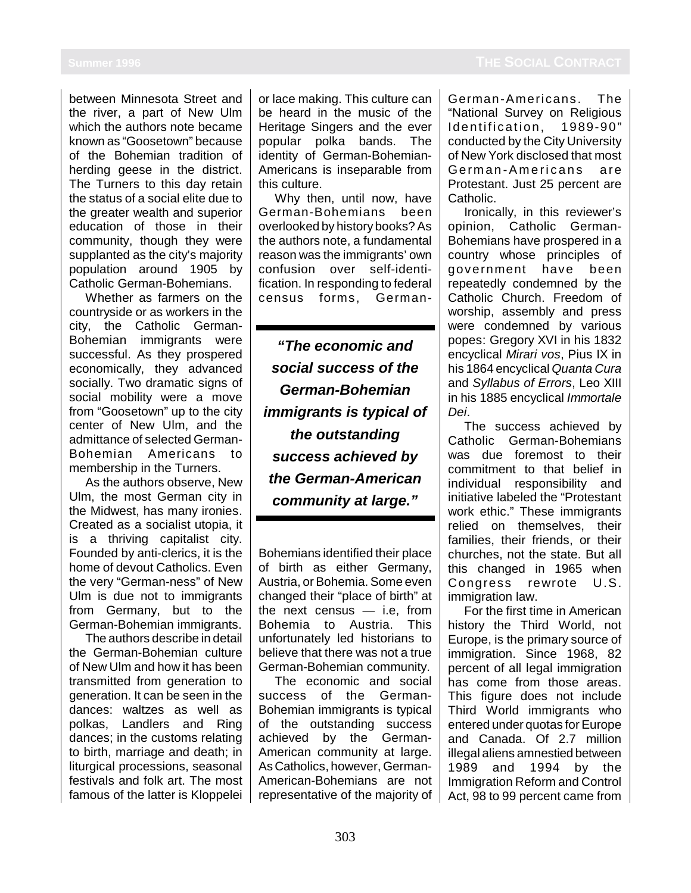between Minnesota Street and the river, a part of New Ulm which the authors note became known as "Goosetown" because of the Bohemian tradition of herding geese in the district. The Turners to this day retain the status of a social elite due to the greater wealth and superior education of those in their community, though they were supplanted as the city's majority population around 1905 by Catholic German-Bohemians.

Whether as farmers on the countryside or as workers in the city, the Catholic German-Bohemian immigrants were successful. As they prospered economically, they advanced socially. Two dramatic signs of social mobility were a move from "Goosetown" up to the city center of New Ulm, and the admittance of selected German-Bohemian Americans to membership in the Turners.

As the authors observe, New Ulm, the most German city in the Midwest, has many ironies. Created as a socialist utopia, it is a thriving capitalist city. Founded by anti-clerics, it is the home of devout Catholics. Even the very "German-ness" of New Ulm is due not to immigrants from Germany, but to the German-Bohemian immigrants.

The authors describe in detail the German-Bohemian culture of New Ulm and how it has been transmitted from generation to generation. It can be seen in the dances: waltzes as well as polkas, Landlers and Ring dances; in the customs relating to birth, marriage and death; in liturgical processions, seasonal festivals and folk art. The most famous of the latter is Kloppelei or lace making. This culture can be heard in the music of the Heritage Singers and the ever popular polka bands. The identity of German-Bohemian-Americans is inseparable from this culture.

Why then, until now, have German-Bohemians been overlooked by history books? As the authors note, a fundamental reason was the immigrants' own confusion over self-identification. In responding to federal census forms, German-Bohemians identified their place of birth as either Germany, Austria, or Bohemia. Some even changed their "place of birth" at the next census — i.e, from Bohemia to Austria. This unfortunately led historians to believe that there was not a true German-Bohemian community.

> ***"The economic and social success of the German-Bohemian immigrants is typical of the outstanding success achieved by the German-American community at large."***

The economic and social success of the German-Bohemian immigrants is typical of the outstanding success achieved by the German-American community at large. As Catholics, however, German-American-Bohemians are not representative of the majority of German-Americans. The "National Survey on Religious Identification, 1989-90" conducted by the City University of New York disclosed that most German-Americans are Protestant. Just 25 percent are Catholic.

Ironically, in this reviewer's opinion, Catholic German-Bohemians have prospered in a country whose principles of government have been repeatedly condemned by the Catholic Church. Freedom of worship, assembly and press were condemned by various popes: Gregory XVI in his 1832 encyclical *Mirari vos*, Pius IX in his 1864 encyclical *Quanta Cura* and *Syllabus of Errors*, Leo XIII in his 1885 encyclical *Immortale Dei*.

The success achieved by Catholic German-Bohemians was due foremost to their commitment to that belief in individual responsibility and initiative labeled the "Protestant work ethic." These immigrants relied on themselves, their families, their friends, or their churches, not the state. But all this changed in 1965 when Congress rewrote U.S. immigration law.

For the first time in American history the Third World, not Europe, is the primary source of immigration. Since 1968, 82 percent of all legal immigration has come from those areas. This figure does not include Third World immigrants who entered under quotas for Europe and Canada. Of 2.7 million illegal aliens amnestied between 1989 and 1994 by the Immigration Reform and Control Act, 98 to 99 percent came from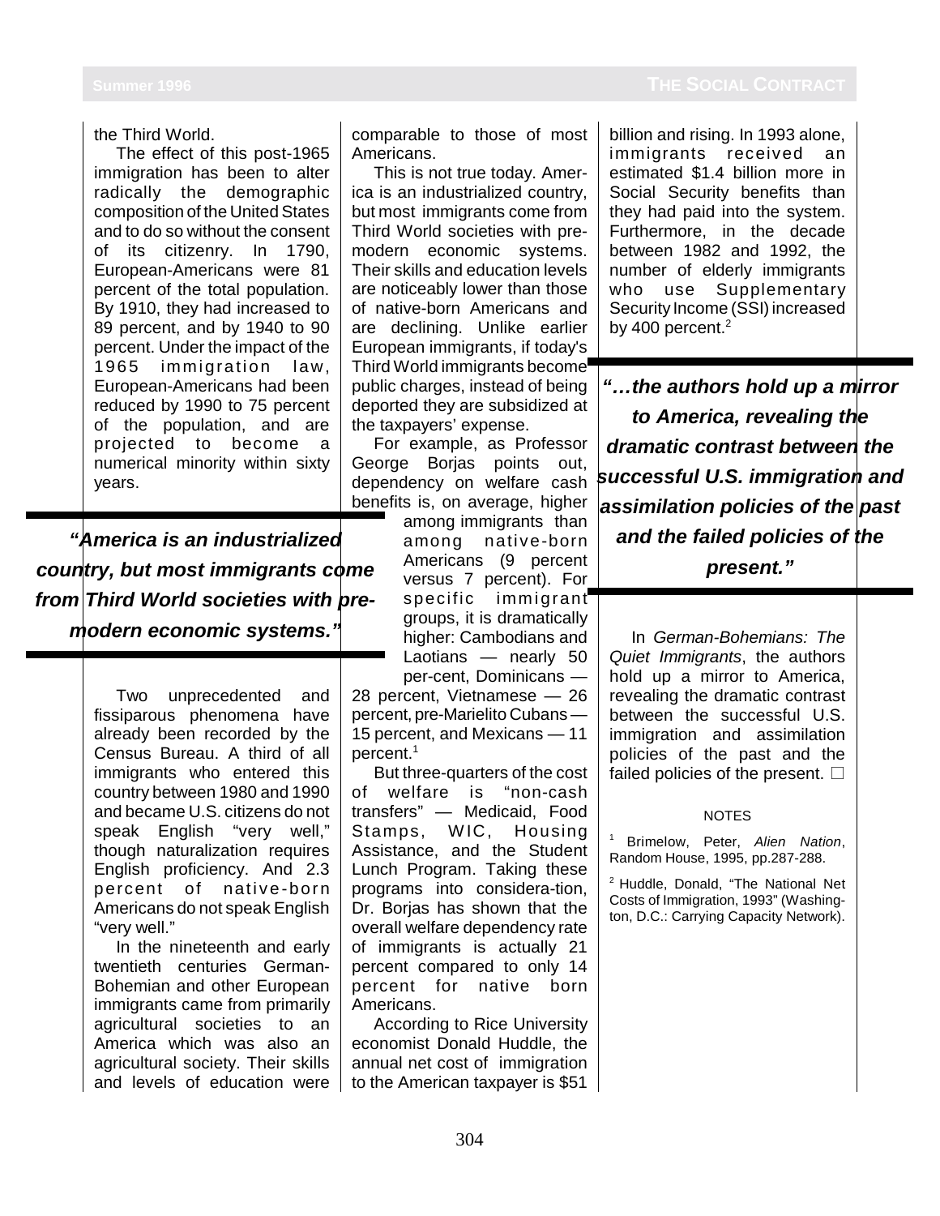the Third World.

The effect of this post-1965 immigration has been to alter radically the demographic composition of the United States and to do so without the consent of its citizenry. In 1790, European-Americans were 81 percent of the total population. By 1910, they had increased to 89 percent, and by 1940 to 90 percent. Under the impact of the 1965 immigration law, European-Americans had been reduced by 1990 to 75 percent of the population, and are projected to become a numerical minority within sixty years.

> ***"America is an industrialized country, but most immigrants come from Third World societies with pre-modern economic systems."***

Two unprecedented and fissiparous phenomena have already been recorded by the Census Bureau. A third of all immigrants who entered this country between 1980 and 1990 and became U.S. citizens do not speak English "very well," though naturalization requires English proficiency. And 2.3 percent of native-born Americans do not speak English "very well."

In the nineteenth and early twentieth centuries German-Bohemian and other European immigrants came from primarily agricultural societies to an America which was also an agricultural society. Their skills and levels of education were comparable to those of most Americans.

This is not true today. America is an industrialized country, but most immigrants come from Third World societies with pre-modern economic systems. Their skills and education levels are noticeably lower than those of native-born Americans and are declining. Unlike earlier European immigrants, if today's Third World immigrants become public charges, instead of being deported they are subsidized at the taxpayers' expense.

For example, as Professor George Borjas points out, dependency on welfare cash benefits is, on average, higher among immigrants than among native-born Americans (9 percent versus 7 percent). For specific immigrant groups, it is dramatically higher: Cambodians and Laotians — nearly 50 per-cent, Dominicans — 28 percent, Vietnamese — 26 percent, pre-Marielito Cubans — 15 percent, and Mexicans — 11 percent.[1]

But three-quarters of the cost of welfare is "non-cash transfers" — Medicaid, Food Stamps, WIC, Housing Assistance, and the Student Lunch Program. Taking these programs into considera-tion, Dr. Borjas has shown that the overall welfare dependency rate of immigrants is actually 21 percent compared to only 14 percent for native born Americans.

According to Rice University economist Donald Huddle, the annual net cost of immigration to the American taxpayer is $51 billion and rising. In 1993 alone, immigrants received an estimated $1.4 billion more in Social Security benefits than they had paid into the system. Furthermore, in the decade between 1982 and 1992, the number of elderly immigrants who use Supplementary Security Income (SSI) increased by 400 percent.[2]

> ***"…the authors hold up a mirror to America, revealing the dramatic contrast between the successful U.S. immigration and assimilation policies of the past and the failed policies of the present."***

In *German-Bohemians: The Quiet Immigrants*, the authors hold up a mirror to America, revealing the dramatic contrast between the successful U.S. immigration and assimilation policies of the past and the failed policies of the present. □

NOTES

[1] Brimelow, Peter, *Alien Nation*, Random House, 1995, pp.287-288.

[2] Huddle, Donald, "The National Net Costs of Immigration, 1993" (Washington, D.C.: Carrying Capacity Network).